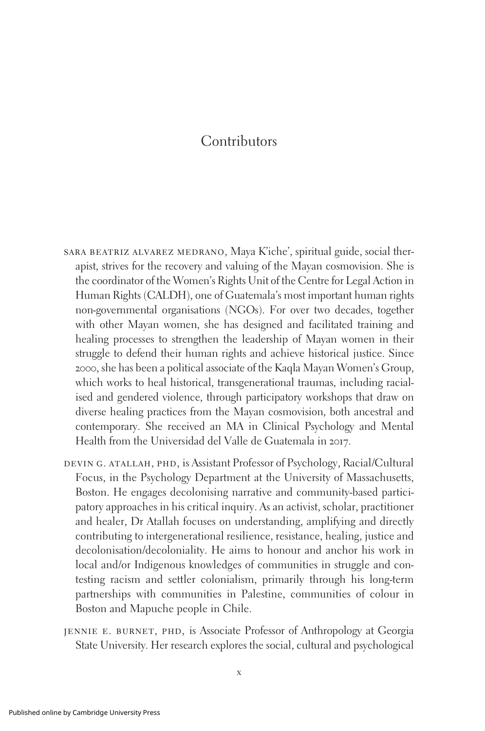# Contributors

SARA BEATRIZ ALVAREZ MEDRANO, Maya K'iche', spiritual guide, social therapist, strives for the recovery and valuing of the Mayan cosmovision. She is the coordinator of the Women's Rights Unit of the Centre for Legal Action in Human Rights (CALDH), one of Guatemala's most important human rights non-governmental organisations (NGOs). For over two decades, together with other Mayan women, she has designed and facilitated training and healing processes to strengthen the leadership of Mayan women in their struggle to defend their human rights and achieve historical justice. Since 2000, she has been a political associate of the Kaqla Mayan Women's Group, which works to heal historical, transgenerational traumas, including racialised and gendered violence, through participatory workshops that draw on diverse healing practices from the Mayan cosmovision, both ancestral and contemporary. She received an MA in Clinical Psychology and Mental Health from the Universidad del Valle de Guatemala in 2017.

DEVIN G. ATALLAH, PHD, is Assistant Professor of Psychology, Racial/Cultural Focus, in the Psychology Department at the University of Massachusetts, Boston. He engages decolonising narrative and community-based participatory approaches in his critical inquiry. As an activist, scholar, practitioner and healer, Dr Atallah focuses on understanding, amplifying and directly contributing to intergenerational resilience, resistance, healing, justice and decolonisation/decoloniality. He aims to honour and anchor his work in local and/or Indigenous knowledges of communities in struggle and contesting racism and settler colonialism, primarily through his long-term partnerships with communities in Palestine, communities of colour in Boston and Mapuche people in Chile.

JENNIE E. BURNET, PHD, is Associate Professor of Anthropology at Georgia State University. Her research explores the social, cultural and psychological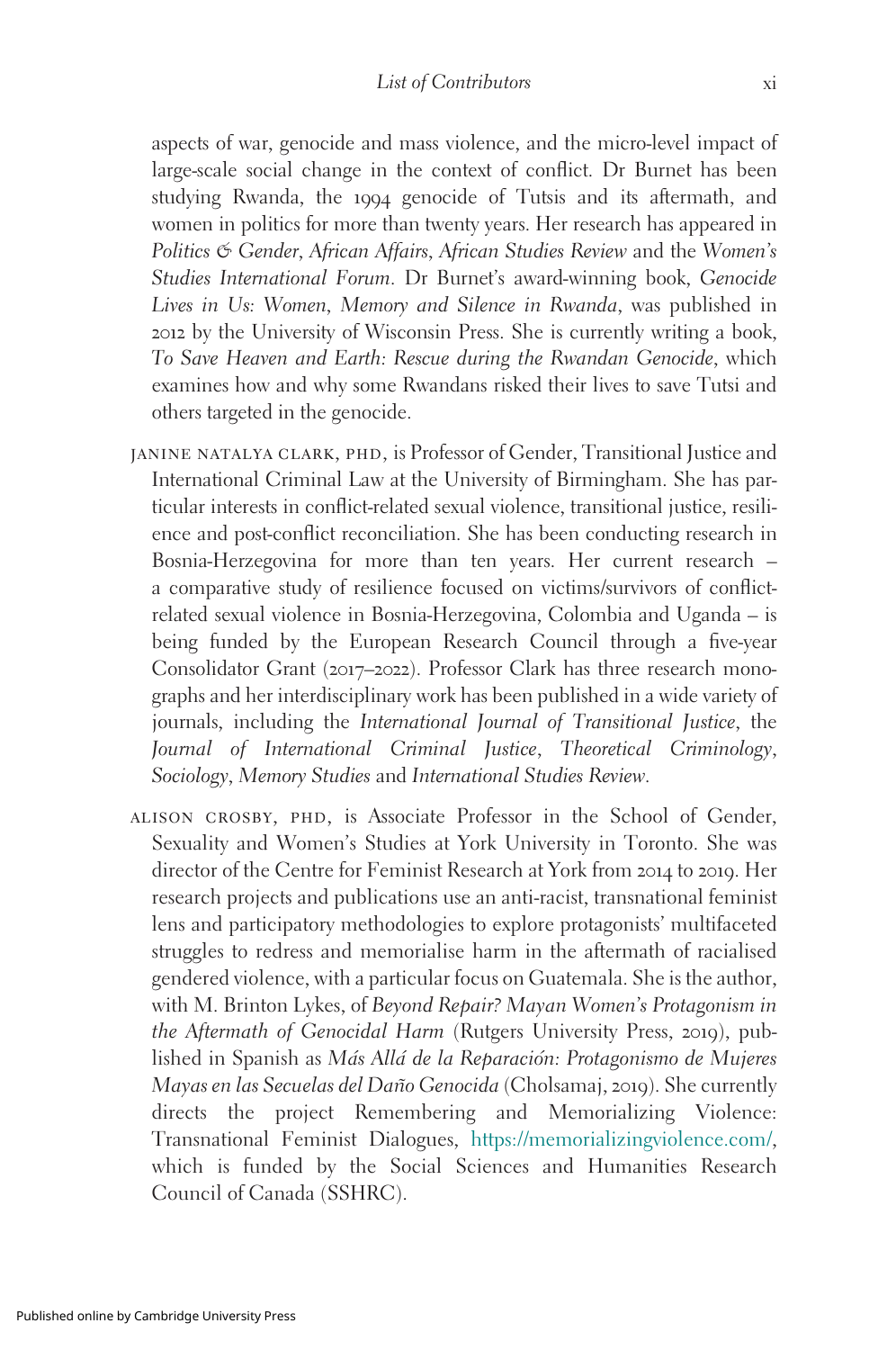aspects of war, genocide and mass violence, and the micro-level impact of large-scale social change in the context of conflict. Dr Burnet has been studying Rwanda, the 1994 genocide of Tutsis and its aftermath, and women in politics for more than twenty years. Her research has appeared in *Politics & Gender*, *African Affairs*, *African Studies Review* and the *Women's Studies International Forum*. Dr Burnet's award-winning book, *Genocide Lives in Us: Women, Memory and Silence in Rwanda*, was published in 2012 by the University of Wisconsin Press. She is currently writing a book, *To Save Heaven and Earth: Rescue during the Rwandan Genocide*, which examines how and why some Rwandans risked their lives to save Tutsi and others targeted in the genocide.

JANINE NATALYA CLARK, PHD, is Professor of Gender, Transitional Justice and International Criminal Law at the University of Birmingham. She has particular interests in conflict-related sexual violence, transitional justice, resilience and post-conflict reconciliation. She has been conducting research in Bosnia-Herzegovina for more than ten years. Her current research – a comparative study of resilience focused on victims/survivors of conflict-related sexual violence in Bosnia-Herzegovina, Colombia and Uganda – is being funded by the European Research Council through a five-year Consolidator Grant (2017–2022). Professor Clark has three research monographs and her interdisciplinary work has been published in a wide variety of journals, including the *International Journal of Transitional Justice*, the *Journal of International Criminal Justice*, *Theoretical Criminology*, *Sociology*, *Memory Studies* and *International Studies Review*.

ALISON CROSBY, PHD, is Associate Professor in the School of Gender, Sexuality and Women's Studies at York University in Toronto. She was director of the Centre for Feminist Research at York from 2014 to 2019. Her research projects and publications use an anti-racist, transnational feminist lens and participatory methodologies to explore protagonists' multifaceted struggles to redress and memorialise harm in the aftermath of racialised gendered violence, with a particular focus on Guatemala. She is the author, with M. Brinton Lykes, of *Beyond Repair? Mayan Women's Protagonism in the Aftermath of Genocidal Harm* (Rutgers University Press, 2019), published in Spanish as *Más Allá de la Reparación: Protagonismo de Mujeres Mayas en las Secuelas del Daño Genocida* (Cholsamaj, 2019). She currently directs the project Remembering and Memorializing Violence: Transnational Feminist Dialogues, https://memorializingviolence.com/, which is funded by the Social Sciences and Humanities Research Council of Canada (SSHRC).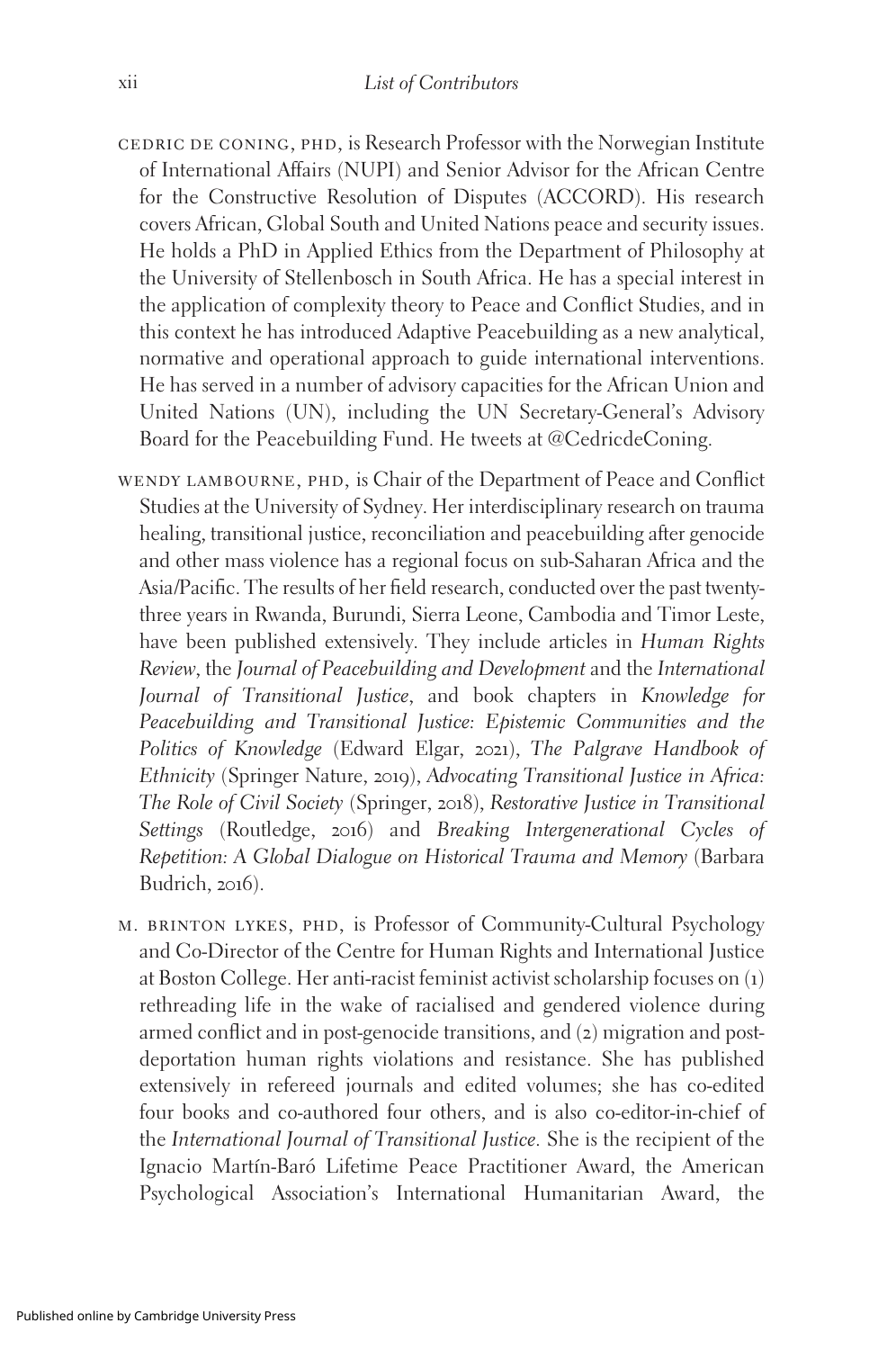CEDRIC DE CONING, PHD, is Research Professor with the Norwegian Institute of International Affairs (NUPI) and Senior Advisor for the African Centre for the Constructive Resolution of Disputes (ACCORD). His research covers African, Global South and United Nations peace and security issues. He holds a PhD in Applied Ethics from the Department of Philosophy at the University of Stellenbosch in South Africa. He has a special interest in the application of complexity theory to Peace and Conflict Studies, and in this context he has introduced Adaptive Peacebuilding as a new analytical, normative and operational approach to guide international interventions. He has served in a number of advisory capacities for the African Union and United Nations (UN), including the UN Secretary-General's Advisory Board for the Peacebuilding Fund. He tweets at @CedricdeConing.

WENDY LAMBOURNE, PHD, is Chair of the Department of Peace and Conflict Studies at the University of Sydney. Her interdisciplinary research on trauma healing, transitional justice, reconciliation and peacebuilding after genocide and other mass violence has a regional focus on sub-Saharan Africa and the Asia/Pacific. The results of her field research, conducted over the past twenty-three years in Rwanda, Burundi, Sierra Leone, Cambodia and Timor Leste, have been published extensively. They include articles in *Human Rights Review*, the *Journal of Peacebuilding and Development* and the *International Journal of Transitional Justice*, and book chapters in *Knowledge for Peacebuilding and Transitional Justice: Epistemic Communities and the Politics of Knowledge* (Edward Elgar, 2021), *The Palgrave Handbook of Ethnicity* (Springer Nature, 2019), *Advocating Transitional Justice in Africa: The Role of Civil Society* (Springer, 2018), *Restorative Justice in Transitional Settings* (Routledge, 2016) and *Breaking Intergenerational Cycles of Repetition: A Global Dialogue on Historical Trauma and Memory* (Barbara Budrich, 2016).

M. BRINTON LYKES, PHD, is Professor of Community-Cultural Psychology and Co-Director of the Centre for Human Rights and International Justice at Boston College. Her anti-racist feminist activist scholarship focuses on (1) rethreading life in the wake of racialised and gendered violence during armed conflict and in post-genocide transitions, and (2) migration and post-deportation human rights violations and resistance. She has published extensively in refereed journals and edited volumes; she has co-edited four books and co-authored four others, and is also co-editor-in-chief of the *International Journal of Transitional Justice*. She is the recipient of the Ignacio Martín-Baró Lifetime Peace Practitioner Award, the American Psychological Association's International Humanitarian Award, the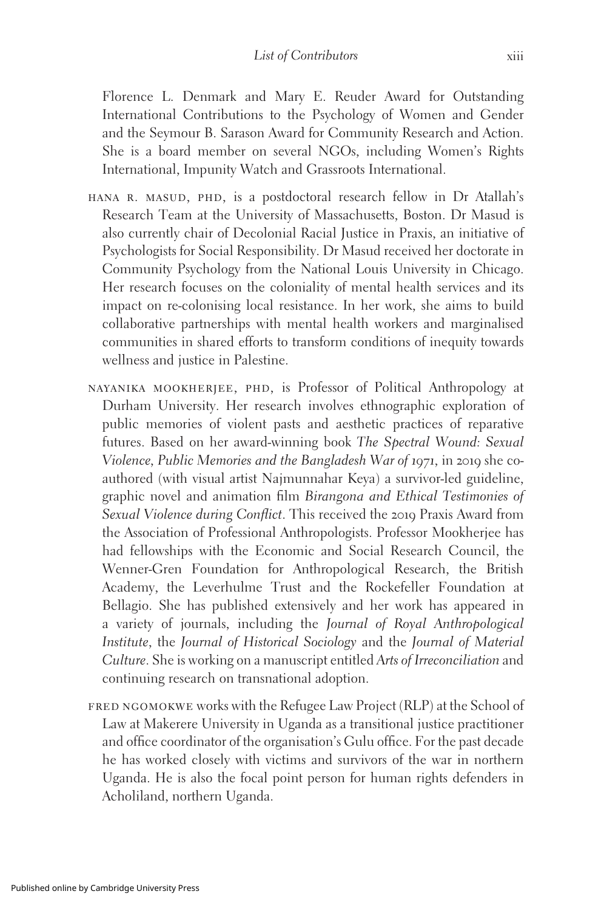Florence L. Denmark and Mary E. Reuder Award for Outstanding International Contributions to the Psychology of Women and Gender and the Seymour B. Sarason Award for Community Research and Action. She is a board member on several NGOs, including Women's Rights International, Impunity Watch and Grassroots International.

HANA R. MASUD, PHD, is a postdoctoral research fellow in Dr Atallah's Research Team at the University of Massachusetts, Boston. Dr Masud is also currently chair of Decolonial Racial Justice in Praxis, an initiative of Psychologists for Social Responsibility. Dr Masud received her doctorate in Community Psychology from the National Louis University in Chicago. Her research focuses on the coloniality of mental health services and its impact on re-colonising local resistance. In her work, she aims to build collaborative partnerships with mental health workers and marginalised communities in shared efforts to transform conditions of inequity towards wellness and justice in Palestine.

NAYANIKA MOOKHERJEE, PHD, is Professor of Political Anthropology at Durham University. Her research involves ethnographic exploration of public memories of violent pasts and aesthetic practices of reparative futures. Based on her award-winning book *The Spectral Wound: Sexual Violence, Public Memories and the Bangladesh War of 1971*, in 2019 she co-authored (with visual artist Najmunnahar Keya) a survivor-led guideline, graphic novel and animation film *Birangona and Ethical Testimonies of Sexual Violence during Conflict*. This received the 2019 Praxis Award from the Association of Professional Anthropologists. Professor Mookherjee has had fellowships with the Economic and Social Research Council, the Wenner-Gren Foundation for Anthropological Research, the British Academy, the Leverhulme Trust and the Rockefeller Foundation at Bellagio. She has published extensively and her work has appeared in a variety of journals, including the *Journal of Royal Anthropological Institute*, the *Journal of Historical Sociology* and the *Journal of Material Culture*. She is working on a manuscript entitled *Arts of Irreconciliation* and continuing research on transnational adoption.

FRED NGOMOKWE works with the Refugee Law Project (RLP) at the School of Law at Makerere University in Uganda as a transitional justice practitioner and office coordinator of the organisation's Gulu office. For the past decade he has worked closely with victims and survivors of the war in northern Uganda. He is also the focal point person for human rights defenders in Acholiland, northern Uganda.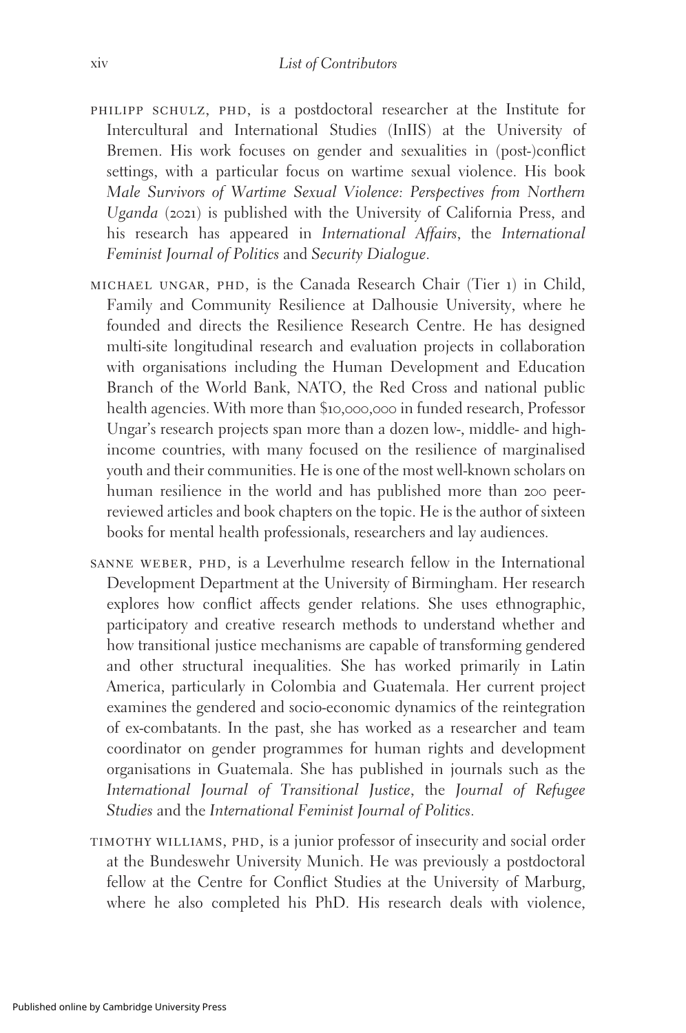PHILIPP SCHULZ, PHD, is a postdoctoral researcher at the Institute for Intercultural and International Studies (InIIS) at the University of Bremen. His work focuses on gender and sexualities in (post-)conflict settings, with a particular focus on wartime sexual violence. His book *Male Survivors of Wartime Sexual Violence: Perspectives from Northern Uganda* (2021) is published with the University of California Press, and his research has appeared in *International Affairs*, the *International Feminist Journal of Politics* and *Security Dialogue*.

MICHAEL UNGAR, PHD, is the Canada Research Chair (Tier 1) in Child, Family and Community Resilience at Dalhousie University, where he founded and directs the Resilience Research Centre. He has designed multi-site longitudinal research and evaluation projects in collaboration with organisations including the Human Development and Education Branch of the World Bank, NATO, the Red Cross and national public health agencies. With more than $10,000,000 in funded research, Professor Ungar's research projects span more than a dozen low-, middle- and high-income countries, with many focused on the resilience of marginalised youth and their communities. He is one of the most well-known scholars on human resilience in the world and has published more than 200 peer-reviewed articles and book chapters on the topic. He is the author of sixteen books for mental health professionals, researchers and lay audiences.

SANNE WEBER, PHD, is a Leverhulme research fellow in the International Development Department at the University of Birmingham. Her research explores how conflict affects gender relations. She uses ethnographic, participatory and creative research methods to understand whether and how transitional justice mechanisms are capable of transforming gendered and other structural inequalities. She has worked primarily in Latin America, particularly in Colombia and Guatemala. Her current project examines the gendered and socio-economic dynamics of the reintegration of ex-combatants. In the past, she has worked as a researcher and team coordinator on gender programmes for human rights and development organisations in Guatemala. She has published in journals such as the *International Journal of Transitional Justice*, the *Journal of Refugee Studies* and the *International Feminist Journal of Politics*.

TIMOTHY WILLIAMS, PHD, is a junior professor of insecurity and social order at the Bundeswehr University Munich. He was previously a postdoctoral fellow at the Centre for Conflict Studies at the University of Marburg, where he also completed his PhD. His research deals with violence,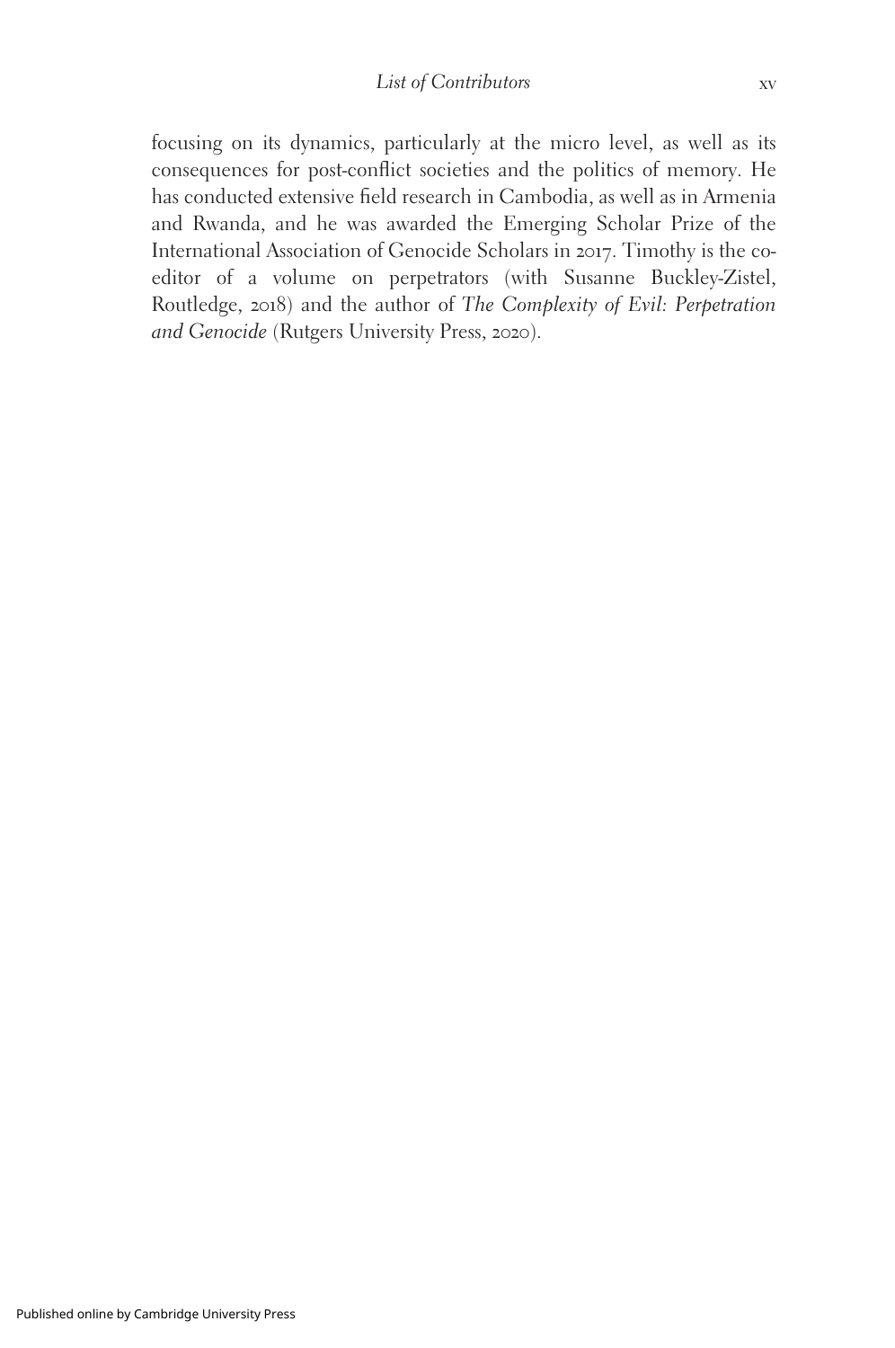focusing on its dynamics, particularly at the micro level, as well as its consequences for post-conflict societies and the politics of memory. He has conducted extensive field research in Cambodia, as well as in Armenia and Rwanda, and he was awarded the Emerging Scholar Prize of the International Association of Genocide Scholars in 2017. Timothy is the co-editor of a volume on perpetrators (with Susanne Buckley-Zistel, Routledge, 2018) and the author of *The Complexity of Evil: Perpetration and Genocide* (Rutgers University Press, 2020).